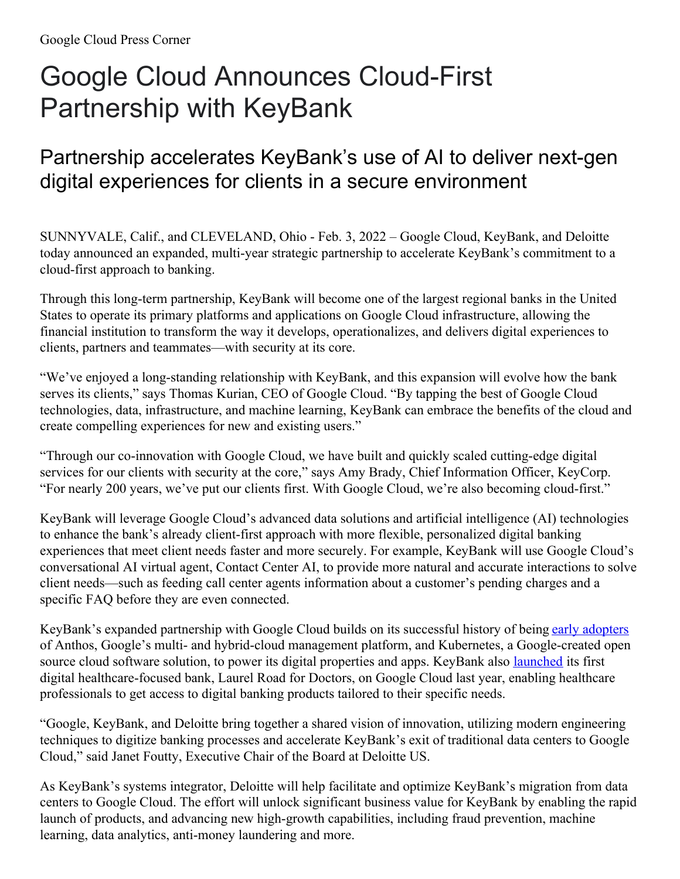Google Cloud Press Corner

# Google Cloud Announces Cloud-First Partnership with KeyBank

## Partnership accelerates KeyBank's use of AI to deliver next-gen digital experiences for clients in a secure environment

SUNNYVALE, Calif., and CLEVELAND, Ohio - Feb. 3, 2022 – Google Cloud, KeyBank, and Deloitte today announced an expanded, multi-year strategic partnership to accelerate KeyBank's commitment to a cloud-first approach to banking.

Through this long-term partnership, KeyBank will become one of the largest regional banks in the United States to operate its primary platforms and applications on Google Cloud infrastructure, allowing the financial institution to transform the way it develops, operationalizes, and delivers digital experiences to clients, partners and teammates—with security at its core.

"We've enjoyed a long-standing relationship with KeyBank, and this expansion will evolve how the bank serves its clients," says Thomas Kurian, CEO of Google Cloud. "By tapping the best of Google Cloud technologies, data, infrastructure, and machine learning, KeyBank can embrace the benefits of the cloud and create compelling experiences for new and existing users."

"Through our co-innovation with Google Cloud, we have built and quickly scaled cutting-edge digital services for our clients with security at the core," says Amy Brady, Chief Information Officer, KeyCorp. "For nearly 200 years, we've put our clients first. With Google Cloud, we're also becoming cloud-first."

KeyBank will leverage Google Cloud's advanced data solutions and artificial intelligence (AI) technologies to enhance the bank's already client-first approach with more flexible, personalized digital banking experiences that meet client needs faster and more securely. For example, KeyBank will use Google Cloud's conversational AI virtual agent, Contact Center AI, to provide more natural and accurate interactions to solve client needs—such as feeding call center agents information about a customer's pending charges and a specific FAQ before they are even connected.

KeyBank's expanded partnership with Google Cloud builds on its successful history of being early adopters of Anthos, Google's multi- and hybrid-cloud management platform, and Kubernetes, a Google-created open source cloud software solution, to power its digital properties and apps. KeyBank also launched its first digital healthcare-focused bank, Laurel Road for Doctors, on Google Cloud last year, enabling healthcare professionals to get access to digital banking products tailored to their specific needs.

"Google, KeyBank, and Deloitte bring together a shared vision of innovation, utilizing modern engineering techniques to digitize banking processes and accelerate KeyBank's exit of traditional data centers to Google Cloud," said Janet Foutty, Executive Chair of the Board at Deloitte US.

As KeyBank's systems integrator, Deloitte will help facilitate and optimize KeyBank's migration from data centers to Google Cloud. The effort will unlock significant business value for KeyBank by enabling the rapid launch of products, and advancing new high-growth capabilities, including fraud prevention, machine learning, data analytics, anti-money laundering and more.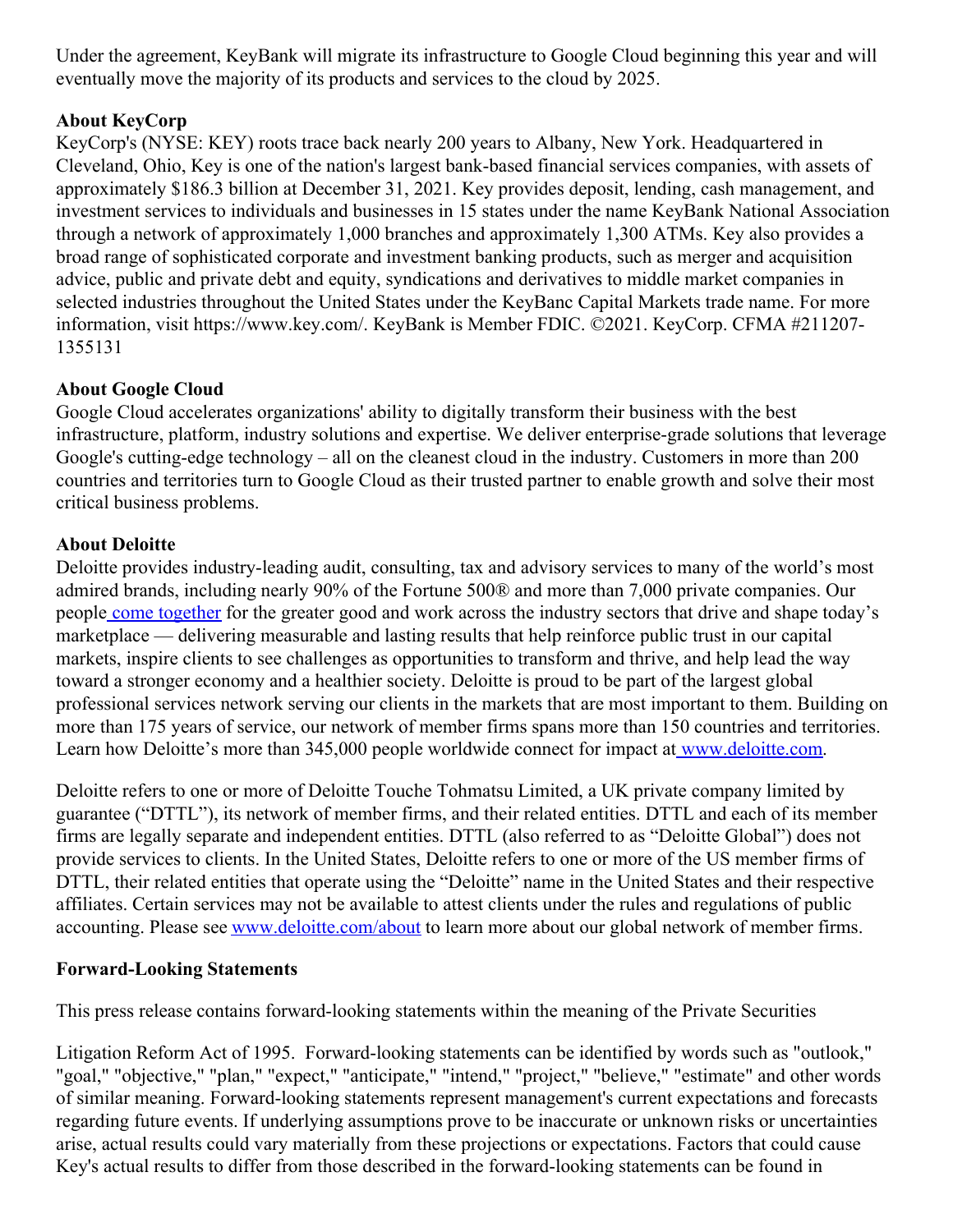Under the agreement, KeyBank will migrate its infrastructure to Google Cloud beginning this year and will eventually move the majority of its products and services to the cloud by 2025.

**About KeyCorp**

KeyCorp's (NYSE: KEY) roots trace back nearly 200 years to Albany, New York. Headquartered in Cleveland, Ohio, Key is one of the nation's largest bank-based financial services companies, with assets of approximately $186.3 billion at December 31, 2021. Key provides deposit, lending, cash management, and investment services to individuals and businesses in 15 states under the name KeyBank National Association through a network of approximately 1,000 branches and approximately 1,300 ATMs. Key also provides a broad range of sophisticated corporate and investment banking products, such as merger and acquisition advice, public and private debt and equity, syndications and derivatives to middle market companies in selected industries throughout the United States under the KeyBanc Capital Markets trade name. For more information, visit https://www.key.com/. KeyBank is Member FDIC. ©2021. KeyCorp. CFMA #211207-1355131

**About Google Cloud**

Google Cloud accelerates organizations' ability to digitally transform their business with the best infrastructure, platform, industry solutions and expertise. We deliver enterprise-grade solutions that leverage Google's cutting-edge technology – all on the cleanest cloud in the industry. Customers in more than 200 countries and territories turn to Google Cloud as their trusted partner to enable growth and solve their most critical business problems.

**About Deloitte**

Deloitte provides industry-leading audit, consulting, tax and advisory services to many of the world's most admired brands, including nearly 90% of the Fortune 500® and more than 7,000 private companies. Our people come together for the greater good and work across the industry sectors that drive and shape today's marketplace — delivering measurable and lasting results that help reinforce public trust in our capital markets, inspire clients to see challenges as opportunities to transform and thrive, and help lead the way toward a stronger economy and a healthier society. Deloitte is proud to be part of the largest global professional services network serving our clients in the markets that are most important to them. Building on more than 175 years of service, our network of member firms spans more than 150 countries and territories. Learn how Deloitte's more than 345,000 people worldwide connect for impact at www.deloitte.com.

Deloitte refers to one or more of Deloitte Touche Tohmatsu Limited, a UK private company limited by guarantee ("DTTL"), its network of member firms, and their related entities. DTTL and each of its member firms are legally separate and independent entities. DTTL (also referred to as "Deloitte Global") does not provide services to clients. In the United States, Deloitte refers to one or more of the US member firms of DTTL, their related entities that operate using the "Deloitte" name in the United States and their respective affiliates. Certain services may not be available to attest clients under the rules and regulations of public accounting. Please see www.deloitte.com/about to learn more about our global network of member firms.

**Forward-Looking Statements**

This press release contains forward-looking statements within the meaning of the Private Securities

Litigation Reform Act of 1995. Forward-looking statements can be identified by words such as "outlook," "goal," "objective," "plan," "expect," "anticipate," "intend," "project," "believe," "estimate" and other words of similar meaning. Forward-looking statements represent management's current expectations and forecasts regarding future events. If underlying assumptions prove to be inaccurate or unknown risks or uncertainties arise, actual results could vary materially from these projections or expectations. Factors that could cause Key's actual results to differ from those described in the forward-looking statements can be found in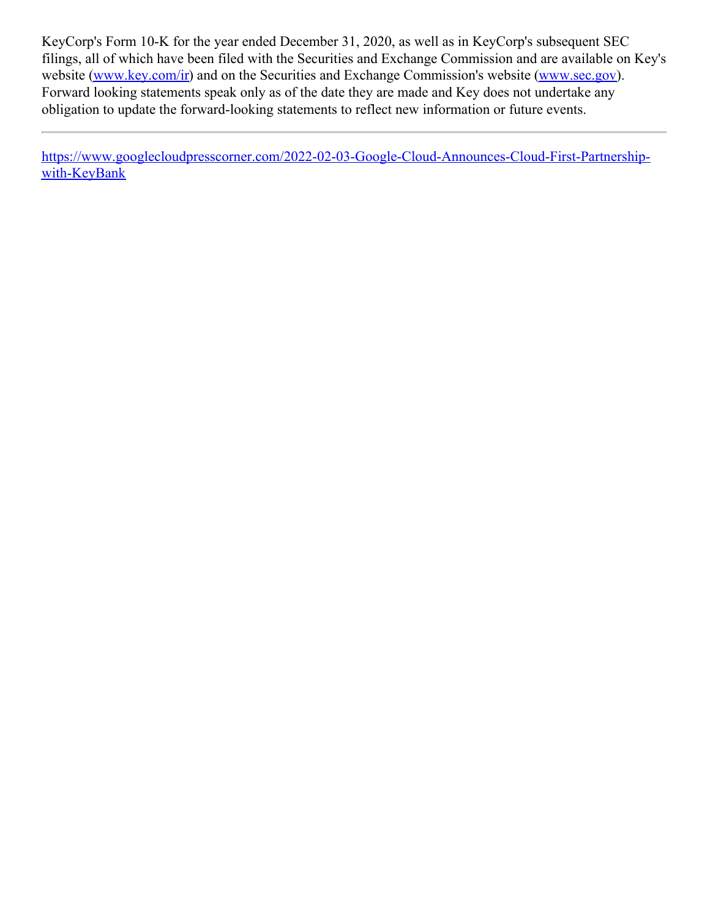KeyCorp's Form 10-K for the year ended December 31, 2020, as well as in KeyCorp's subsequent SEC filings, all of which have been filed with the Securities and Exchange Commission and are available on Key's website (www.key.com/ir) and on the Securities and Exchange Commission's website (www.sec.gov). Forward looking statements speak only as of the date they are made and Key does not undertake any obligation to update the forward-looking statements to reflect new information or future events.

---

https://www.googlecloudpresscorner.com/2022-02-03-Google-Cloud-Announces-Cloud-First-Partnership-with-KeyBank